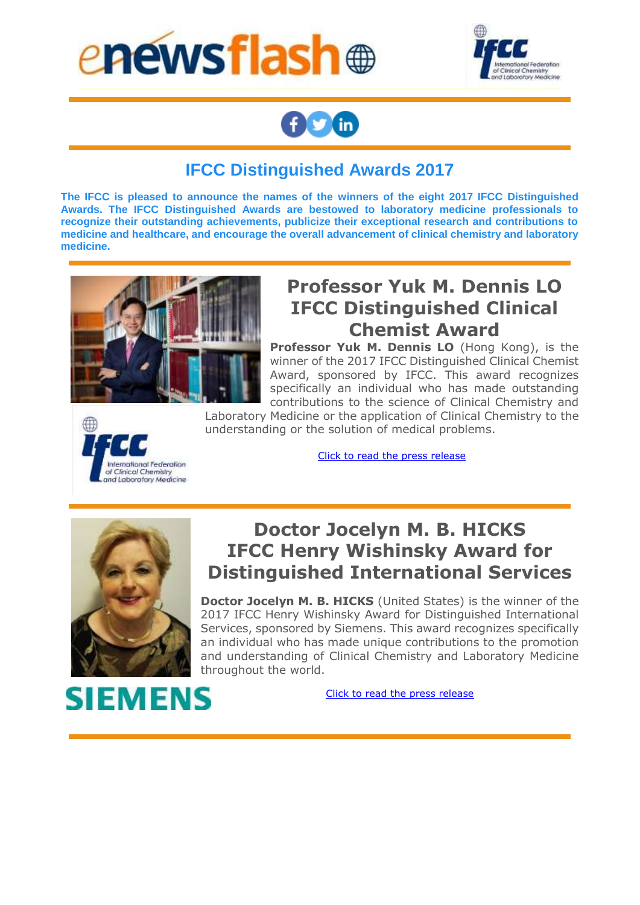# IFCC Distinguished Awards 2017

**The IFCC is pleased to announce the names of the winners of the eight 2017 IFCC Distinguished Awards. The IFCC Distinguished Awards are bestowed to laboratory medicine professionals to recognize their outstanding achievements, publicize their exceptional research and contributions to medicine and healthcare, and encourage the overall advancement of clinical chemistry and laboratory medicine.**

## Professor Yuk M. Dennis LO IFCC Distinguished Clinical Chemist Award

**Professor Yuk M. Dennis LO** (Hong Kong), is the winner of the 2017 IFCC Distinguished Clinical Chemist Award, sponsored by IFCC. This award recognizes specifically an individual who has made outstanding contributions to the science of Clinical Chemistry and Laboratory Medicine or the application of Clinical Chemistry to the understanding or the solution of medical problems.

Click to read the press release

## Doctor Jocelyn M. B. HICKS IFCC Henry Wishinsky Award for Distinguished International Services

**Doctor Jocelyn M. B. HICKS** (United States) is the winner of the 2017 IFCC Henry Wishinsky Award for Distinguished International Services, sponsored by Siemens. This award recognizes specifically an individual who has made unique contributions to the promotion and understanding of Clinical Chemistry and Laboratory Medicine throughout the world.

Click to read the press release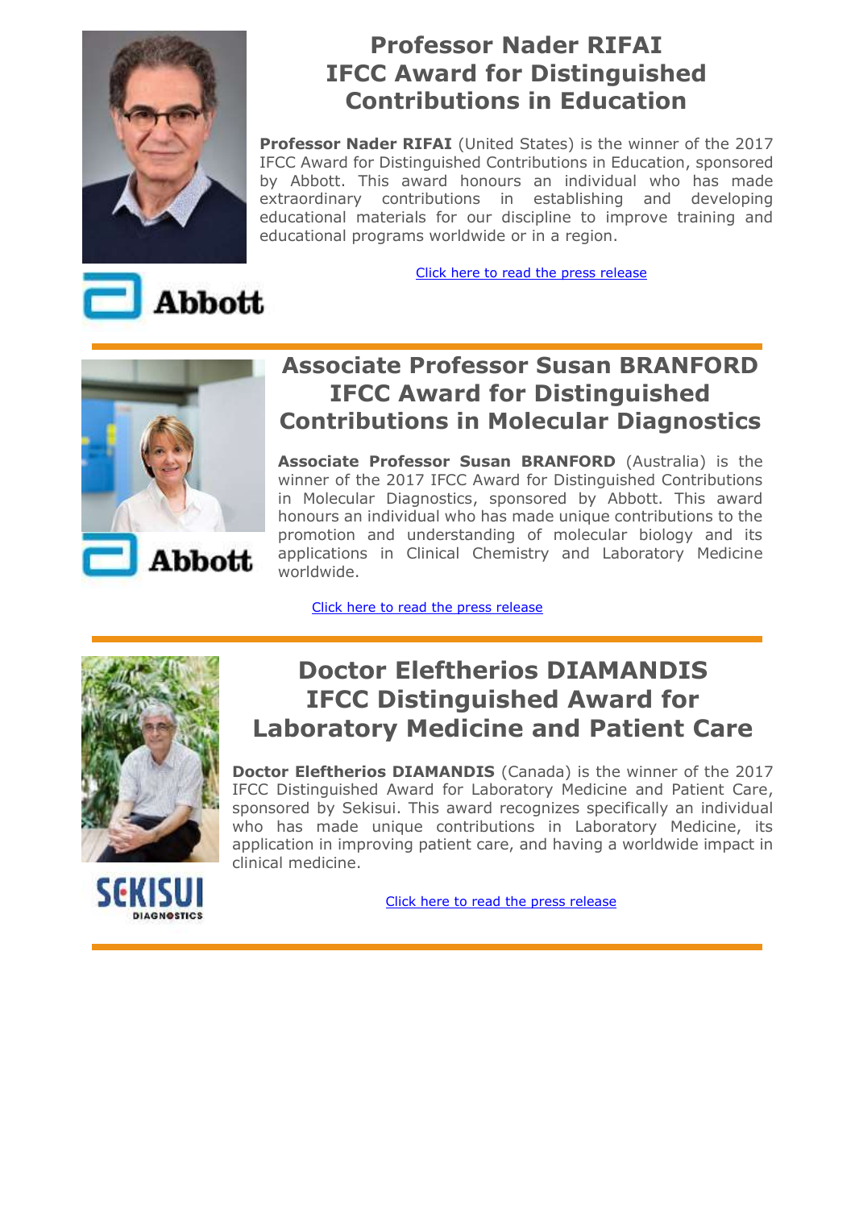## Professor Nader RIFAI
## IFCC Award for Distinguished Contributions in Education

**Professor Nader RIFAI** (United States) is the winner of the 2017 IFCC Award for Distinguished Contributions in Education, sponsored by Abbott. This award honours an individual who has made extraordinary contributions in establishing and developing educational materials for our discipline to improve training and educational programs worldwide or in a region.

Click here to read the press release

---

## Associate Professor Susan BRANFORD
## IFCC Award for Distinguished Contributions in Molecular Diagnostics

**Associate Professor Susan BRANFORD** (Australia) is the winner of the 2017 IFCC Award for Distinguished Contributions in Molecular Diagnostics, sponsored by Abbott. This award honours an individual who has made unique contributions to the promotion and understanding of molecular biology and its applications in Clinical Chemistry and Laboratory Medicine worldwide.

Click here to read the press release

---

## Doctor Eleftherios DIAMANDIS
## IFCC Distinguished Award for Laboratory Medicine and Patient Care

**Doctor Eleftherios DIAMANDIS** (Canada) is the winner of the 2017 IFCC Distinguished Award for Laboratory Medicine and Patient Care, sponsored by Sekisui. This award recognizes specifically an individual who has made unique contributions in Laboratory Medicine, its application in improving patient care, and having a worldwide impact in clinical medicine.

Click here to read the press release

---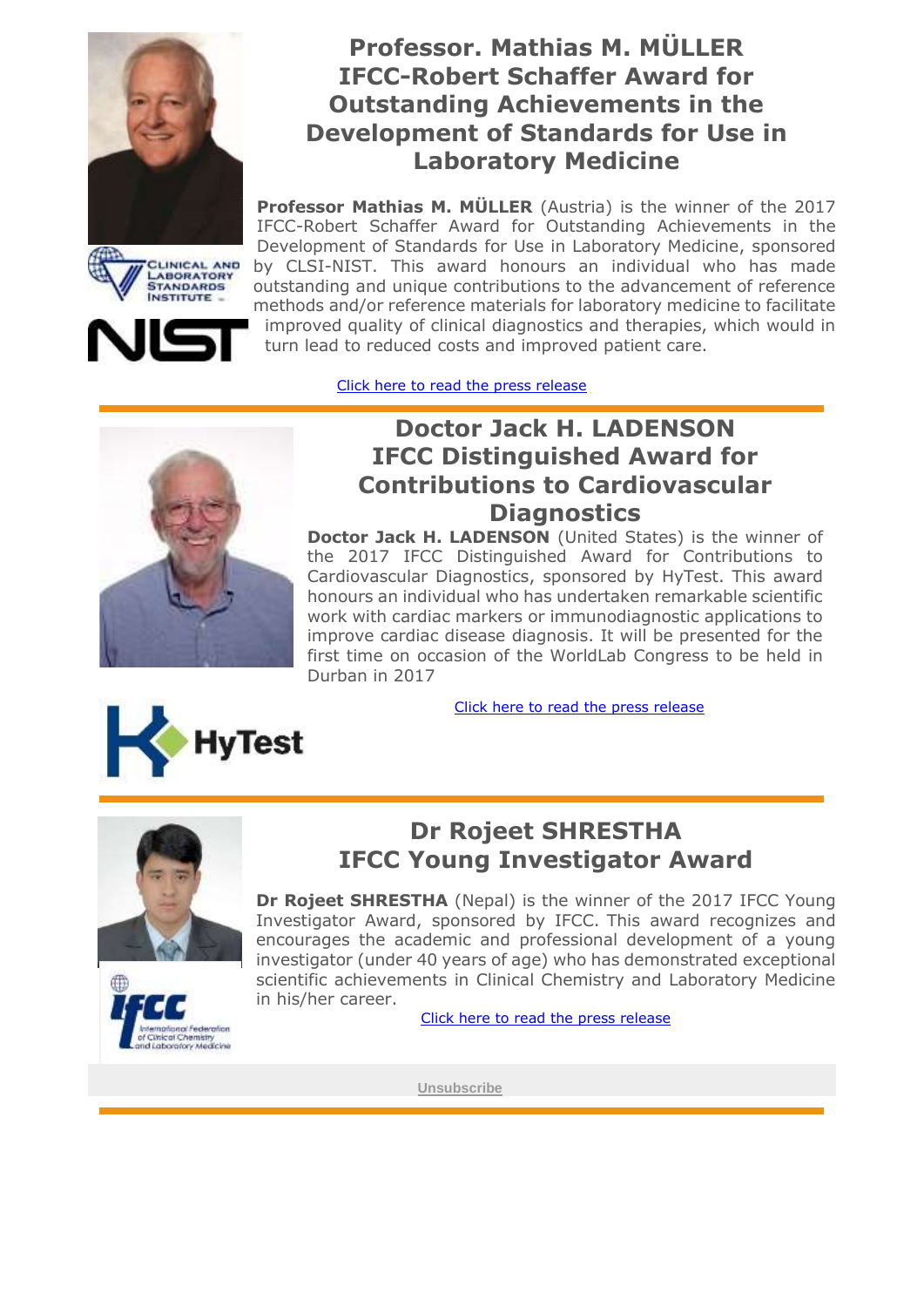## Professor. Mathias M. MÜLLER
## IFCC-Robert Schaffer Award for Outstanding Achievements in the Development of Standards for Use in Laboratory Medicine

**Professor Mathias M. MÜLLER** (Austria) is the winner of the 2017 IFCC-Robert Schaffer Award for Outstanding Achievements in the Development of Standards for Use in Laboratory Medicine, sponsored by CLSI-NIST. This award honours an individual who has made outstanding and unique contributions to the advancement of reference methods and/or reference materials for laboratory medicine to facilitate improved quality of clinical diagnostics and therapies, which would in turn lead to reduced costs and improved patient care.

Click here to read the press release

---

## Doctor Jack H. LADENSON
## IFCC Distinguished Award for Contributions to Cardiovascular Diagnostics

**Doctor Jack H. LADENSON** (United States) is the winner of the 2017 IFCC Distinguished Award for Contributions to Cardiovascular Diagnostics, sponsored by HyTest. This award honours an individual who has undertaken remarkable scientific work with cardiac markers or immunodiagnostic applications to improve cardiac disease diagnosis. It will be presented for the first time on occasion of the WorldLab Congress to be held in Durban in 2017

Click here to read the press release

---

## Dr Rojeet SHRESTHA
## IFCC Young Investigator Award

**Dr Rojeet SHRESTHA** (Nepal) is the winner of the 2017 IFCC Young Investigator Award, sponsored by IFCC. This award recognizes and encourages the academic and professional development of a young investigator (under 40 years of age) who has demonstrated exceptional scientific achievements in Clinical Chemistry and Laboratory Medicine in his/her career.

Click here to read the press release

Unsubscribe